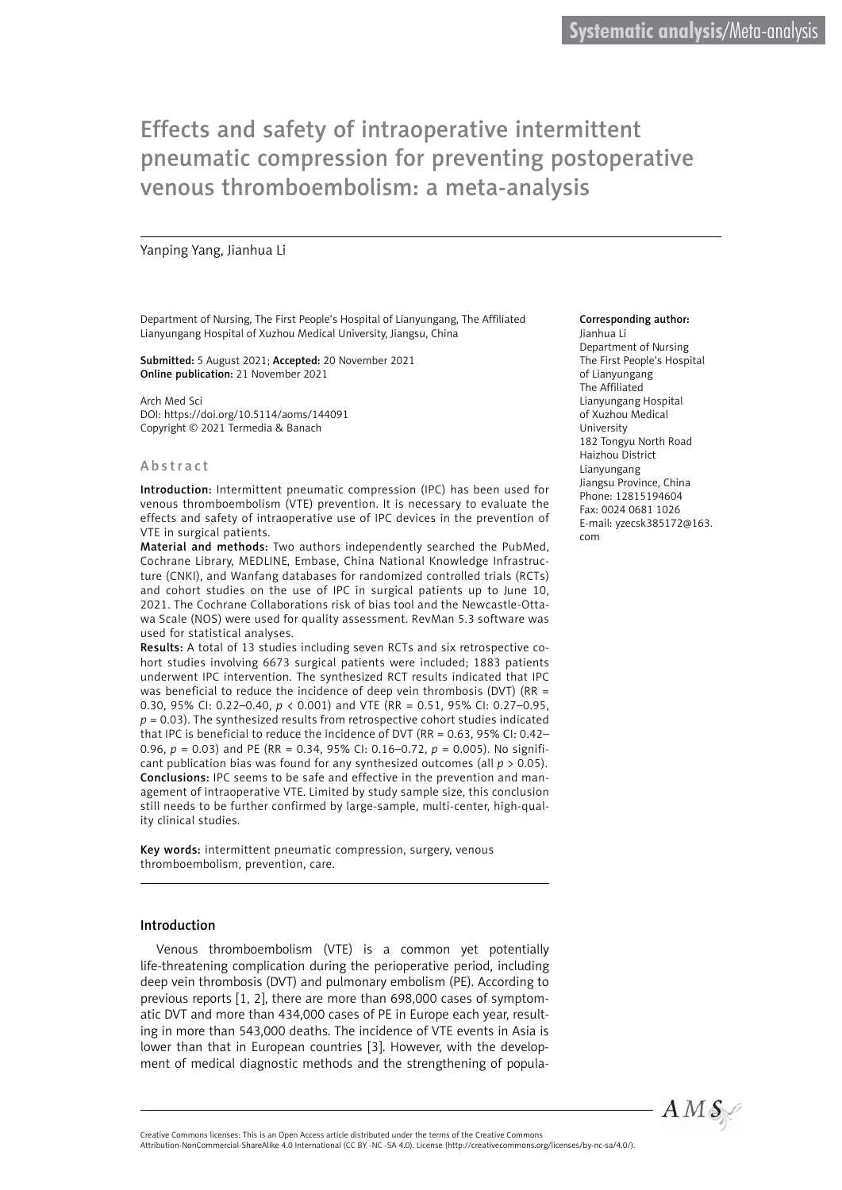Systematic analysis/Meta-analysis

# Effects and safety of intraoperative intermittent pneumatic compression for preventing postoperative venous thromboembolism: a meta-analysis

Yanping Yang, Jianhua Li

Department of Nursing, The First People's Hospital of Lianyungang, The Affiliated Lianyungang Hospital of Xuzhou Medical University, Jiangsu, China

**Submitted:** 5 August 2021; **Accepted:** 20 November 2021
**Online publication:** 21 November 2021

Arch Med Sci
DOI: https://doi.org/10.5114/aoms/144091
Copyright © 2021 Termedia & Banach

**Corresponding author:**
Jianhua Li
Department of Nursing
The First People's Hospital of Lianyungang
The Affiliated Lianyungang Hospital of Xuzhou Medical University
182 Tongyu North Road
Haizhou District
Lianyungang
Jiangsu Province, China
Phone: 12815194604
Fax: 0024 0681 1026
E-mail: yzecsk385172@163.com

## Abstract

**Introduction:** Intermittent pneumatic compression (IPC) has been used for venous thromboembolism (VTE) prevention. It is necessary to evaluate the effects and safety of intraoperative use of IPC devices in the prevention of VTE in surgical patients.

**Material and methods:** Two authors independently searched the PubMed, Cochrane Library, MEDLINE, Embase, China National Knowledge Infrastructure (CNKI), and Wanfang databases for randomized controlled trials (RCTs) and cohort studies on the use of IPC in surgical patients up to June 10, 2021. The Cochrane Collaborations risk of bias tool and the Newcastle-Ottawa Scale (NOS) were used for quality assessment. RevMan 5.3 software was used for statistical analyses.

**Results:** A total of 13 studies including seven RCTs and six retrospective cohort studies involving 6673 surgical patients were included; 1883 patients underwent IPC intervention. The synthesized RCT results indicated that IPC was beneficial to reduce the incidence of deep vein thrombosis (DVT) (RR = 0.30, 95% CI: 0.22–0.40, $p < 0.001$) and VTE (RR = 0.51, 95% CI: 0.27–0.95, $p = 0.03$). The synthesized results from retrospective cohort studies indicated that IPC is beneficial to reduce the incidence of DVT (RR = 0.63, 95% CI: 0.42–0.96, $p = 0.03$) and PE (RR = 0.34, 95% CI: 0.16–0.72, $p = 0.005$). No significant publication bias was found for any synthesized outcomes (all $p > 0.05$).

**Conclusions:** IPC seems to be safe and effective in the prevention and management of intraoperative VTE. Limited by study sample size, this conclusion still needs to be further confirmed by large-sample, multi-center, high-quality clinical studies.

**Key words:** intermittent pneumatic compression, surgery, venous thromboembolism, prevention, care.

## Introduction

Venous thromboembolism (VTE) is a common yet potentially life-threatening complication during the perioperative period, including deep vein thrombosis (DVT) and pulmonary embolism (PE). According to previous reports [1, 2], there are more than 698,000 cases of symptomatic DVT and more than 434,000 cases of PE in Europe each year, resulting in more than 543,000 deaths. The incidence of VTE events in Asia is lower than that in European countries [3]. However, with the development of medical diagnostic methods and the strengthening of popula-

Creative Commons licenses: This is an Open Access article distributed under the terms of the Creative Commons Attribution-NonCommercial-ShareAlike 4.0 International (CC BY -NC -SA 4.0). License (http://creativecommons.org/licenses/by-nc-sa/4.0/).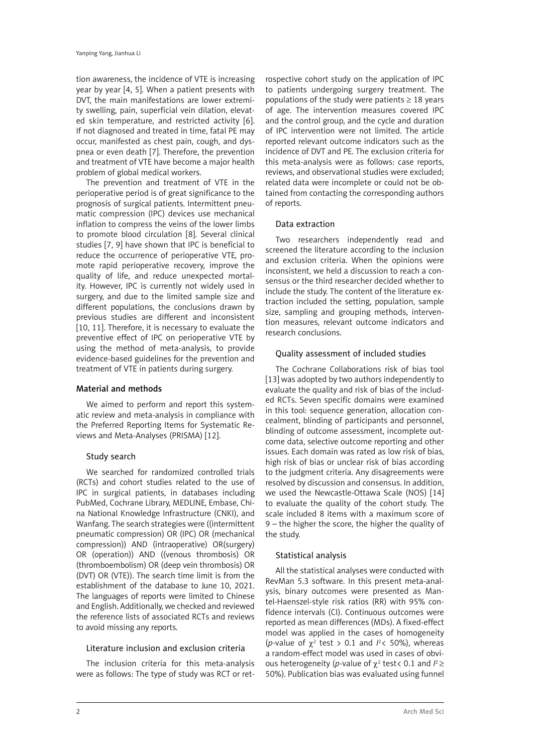tion awareness, the incidence of VTE is increasing year by year [4, 5]. When a patient presents with DVT, the main manifestations are lower extremity swelling, pain, superficial vein dilation, elevated skin temperature, and restricted activity [6]. If not diagnosed and treated in time, fatal PE may occur, manifested as chest pain, cough, and dyspnea or even death [7]. Therefore, the prevention and treatment of VTE have become a major health problem of global medical workers.

The prevention and treatment of VTE in the perioperative period is of great significance to the prognosis of surgical patients. Intermittent pneumatic compression (IPC) devices use mechanical inflation to compress the veins of the lower limbs to promote blood circulation [8]. Several clinical studies [7, 9] have shown that IPC is beneficial to reduce the occurrence of perioperative VTE, promote rapid perioperative recovery, improve the quality of life, and reduce unexpected mortality. However, IPC is currently not widely used in surgery, and due to the limited sample size and different populations, the conclusions drawn by previous studies are different and inconsistent [10, 11]. Therefore, it is necessary to evaluate the preventive effect of IPC on perioperative VTE by using the method of meta-analysis, to provide evidence-based guidelines for the prevention and treatment of VTE in patients during surgery.

## Material and methods

We aimed to perform and report this systematic review and meta-analysis in compliance with the Preferred Reporting Items for Systematic Reviews and Meta-Analyses (PRISMA) [12].

### Study search

We searched for randomized controlled trials (RCTs) and cohort studies related to the use of IPC in surgical patients, in databases including PubMed, Cochrane Library, MEDLINE, Embase, China National Knowledge Infrastructure (CNKI), and Wanfang. The search strategies were ((intermittent pneumatic compression) OR (IPC) OR (mechanical compression)) AND (intraoperative) OR(surgery) OR (operation)) AND ((venous thrombosis) OR (thromboembolism) OR (deep vein thrombosis) OR (DVT) OR (VTE)). The search time limit is from the establishment of the database to June 10, 2021. The languages of reports were limited to Chinese and English. Additionally, we checked and reviewed the reference lists of associated RCTs and reviews to avoid missing any reports.

### Literature inclusion and exclusion criteria

The inclusion criteria for this meta-analysis were as follows: The type of study was RCT or retrospective cohort study on the application of IPC to patients undergoing surgery treatment. The populations of the study were patients ≥ 18 years of age. The intervention measures covered IPC and the control group, and the cycle and duration of IPC intervention were not limited. The article reported relevant outcome indicators such as the incidence of DVT and PE. The exclusion criteria for this meta-analysis were as follows: case reports, reviews, and observational studies were excluded; related data were incomplete or could not be obtained from contacting the corresponding authors of reports.

### Data extraction

Two researchers independently read and screened the literature according to the inclusion and exclusion criteria. When the opinions were inconsistent, we held a discussion to reach a consensus or the third researcher decided whether to include the study. The content of the literature extraction included the setting, population, sample size, sampling and grouping methods, intervention measures, relevant outcome indicators and research conclusions.

### Quality assessment of included studies

The Cochrane Collaborations risk of bias tool [13] was adopted by two authors independently to evaluate the quality and risk of bias of the included RCTs. Seven specific domains were examined in this tool: sequence generation, allocation concealment, blinding of participants and personnel, blinding of outcome assessment, incomplete outcome data, selective outcome reporting and other issues. Each domain was rated as low risk of bias, high risk of bias or unclear risk of bias according to the judgment criteria. Any disagreements were resolved by discussion and consensus. In addition, we used the Newcastle-Ottawa Scale (NOS) [14] to evaluate the quality of the cohort study. The scale included 8 items with a maximum score of 9 – the higher the score, the higher the quality of the study.

### Statistical analysis

All the statistical analyses were conducted with RevMan 5.3 software. In this present meta-analysis, binary outcomes were presented as Mantel-Haenszel-style risk ratios (RR) with 95% confidence intervals (CI). Continuous outcomes were reported as mean differences (MDs). A fixed-effect model was applied in the cases of homogeneity (*p*-value of $\chi^2$ test > 0.1 and $I^2$ < 50%), whereas a random-effect model was used in cases of obvious heterogeneity (*p*-value of $\chi^2$ test < 0.1 and $I^2$ ≥ 50%). Publication bias was evaluated using funnel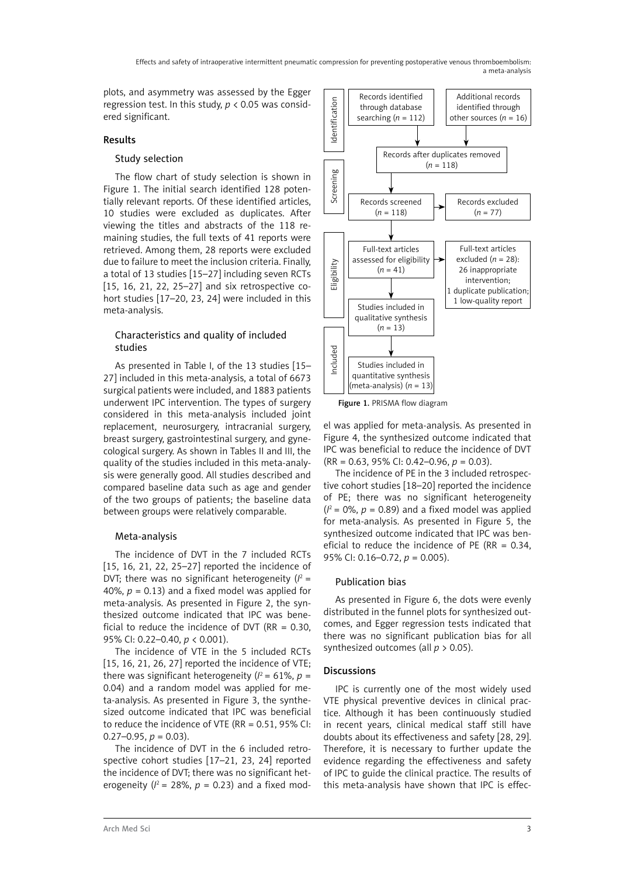plots, and asymmetry was assessed by the Egger regression test. In this study, $p < 0.05$ was considered significant.

## Results

### Study selection

The flow chart of study selection is shown in Figure 1. The initial search identified 128 potentially relevant reports. Of these identified articles, 10 studies were excluded as duplicates. After viewing the titles and abstracts of the 118 remaining studies, the full texts of 41 reports were retrieved. Among them, 28 reports were excluded due to failure to meet the inclusion criteria. Finally, a total of 13 studies [15–27] including seven RCTs [15, 16, 21, 22, 25–27] and six retrospective cohort studies [17–20, 23, 24] were included in this meta-analysis.

Identification: Records identified through database searching ($n$ = 112); Additional records identified through other sources ($n$ = 16)

Records after duplicates removed ($n$ = 118)

Screening: Records screened ($n$ = 118) → Records excluded ($n$ = 77)

Eligibility: Full-text articles assessed for eligibility ($n$ = 41) → Full-text articles excluded ($n$ = 28): 26 inappropriate intervention; 1 duplicate publication; 1 low-quality report

Studies included in qualitative synthesis ($n$ = 13)

Included: Studies included in quantitative synthesis (meta-analysis) ($n$ = 13)

Figure 1. PRISMA flow diagram

### Characteristics and quality of included studies

As presented in Table I, of the 13 studies [15–27] included in this meta-analysis, a total of 6673 surgical patients were included, and 1883 patients underwent IPC intervention. The types of surgery considered in this meta-analysis included joint replacement, neurosurgery, intracranial surgery, breast surgery, gastrointestinal surgery, and gynecological surgery. As shown in Tables II and III, the quality of the studies included in this meta-analysis were generally good. All studies described and compared baseline data such as age and gender of the two groups of patients; the baseline data between groups were relatively comparable.

### Meta-analysis

The incidence of DVT in the 7 included RCTs [15, 16, 21, 22, 25–27] reported the incidence of DVT; there was no significant heterogeneity ($I^2$ = 40%, $p$ = 0.13) and a fixed model was applied for meta-analysis. As presented in Figure 2, the synthesized outcome indicated that IPC was beneficial to reduce the incidence of DVT (RR = 0.30, 95% CI: 0.22–0.40, $p < 0.001$).

The incidence of VTE in the 5 included RCTs [15, 16, 21, 26, 27] reported the incidence of VTE; there was significant heterogeneity ($I^2$ = 61%, $p$ = 0.04) and a random model was applied for meta-analysis. As presented in Figure 3, the synthesized outcome indicated that IPC was beneficial to reduce the incidence of VTE (RR = 0.51, 95% CI: 0.27–0.95, $p$ = 0.03).

The incidence of DVT in the 6 included retrospective cohort studies [17–21, 23, 24] reported the incidence of DVT; there was no significant heterogeneity ($I^2$ = 28%, $p$ = 0.23) and a fixed model was applied for meta-analysis. As presented in Figure 4, the synthesized outcome indicated that IPC was beneficial to reduce the incidence of DVT (RR = 0.63, 95% CI: 0.42–0.96, $p$ = 0.03).

The incidence of PE in the 3 included retrospective cohort studies [18–20] reported the incidence of PE; there was no significant heterogeneity ($I^2$ = 0%, $p$ = 0.89) and a fixed model was applied for meta-analysis. As presented in Figure 5, the synthesized outcome indicated that IPC was beneficial to reduce the incidence of PE (RR = 0.34, 95% CI: 0.16–0.72, $p$ = 0.005).

### Publication bias

As presented in Figure 6, the dots were evenly distributed in the funnel plots for synthesized outcomes, and Egger regression tests indicated that there was no significant publication bias for all synthesized outcomes (all $p > 0.05$).

## Discussions

IPC is currently one of the most widely used VTE physical preventive devices in clinical practice. Although it has been continuously studied in recent years, clinical medical staff still have doubts about its effectiveness and safety [28, 29]. Therefore, it is necessary to further update the evidence regarding the effectiveness and safety of IPC to guide the clinical practice. The results of this meta-analysis have shown that IPC is effec-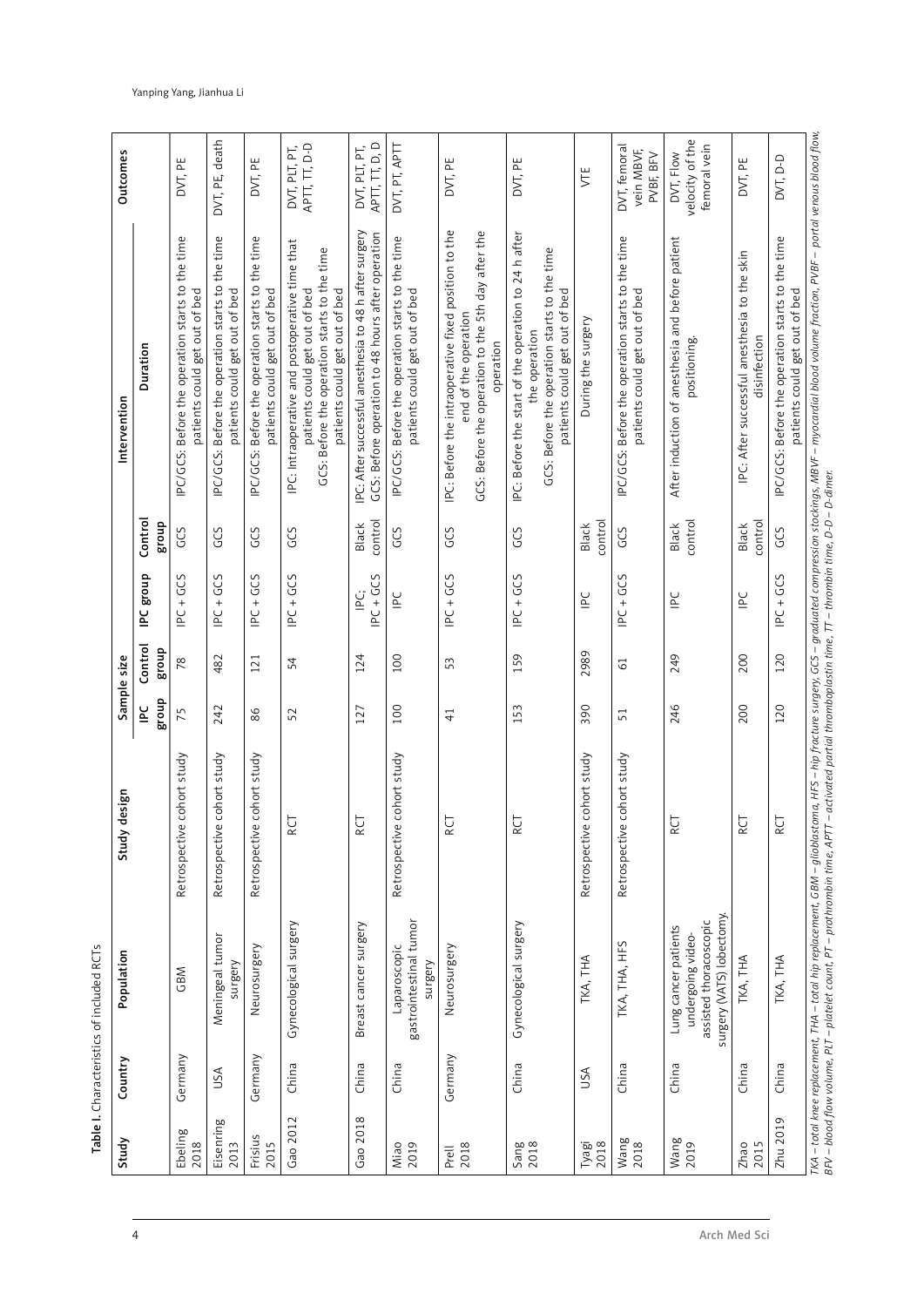**Table I.** Characteristics of included RCTs

| Study | Country | Population | Study design | Sample size | | Intervention | | | Outcomes |
|---|---|---|---|---|---|---|---|---|---|
| | | | | IPC group | Control group | IPC group | Control group | Duration | |
| Ebeling 2018 | Germany | GBM | Retrospective cohort study | 75 | 78 | IPC + GCS | GCS | IPC/GCS: Before the operation starts to the time patients could get out of bed | DVT, PE |
| Eisenring 2013 | USA | Meningeal tumor surgery | Retrospective cohort study | 242 | 482 | IPC + GCS | GCS | IPC/GCS: Before the operation starts to the time patients could get out of bed | DVT, PE, death |
| Frisius 2015 | Germany | Neurosurgery | Retrospective cohort study | 86 | 121 | IPC + GCS | GCS | IPC/GCS: Before the operation starts to the time patients could get out of bed | DVT, PE |
| Gao 2012 | China | Gynecological surgery | RCT | 52 | 54 | IPC + GCS | GCS | IPC: Intraoperative and postoperative time that patients could get out of bed<br>GCS: Before the operation starts to the time patients could get out of bed | DVT, PLT, PT, APTT, TT, D-D |
| Gao 2018 | China | Breast cancer surgery | RCT | 127 | 124 | IPC; IPC + GCS | Black control | IPC: After successful anesthesia to 48 h after surgery<br>GCS: Before operation to 48 hours after operation | DVT, PLT, PT, APTT, TT D, D |
| Miao 2019 | China | Laparoscopic gastrointestinal tumor surgery | Retrospective cohort study | 100 | 100 | IPC | GCS | IPC/GCS: Before the operation starts to the time patients could get out of bed | DVT, PT, APTT |
| Prell 2018 | Germany | Neurosurgery | RCT | 41 | 53 | IPC + GCS | GCS | IPC: Before the intraoperative fixed position to the end of the operation<br>GCS: Before the operation to the 5th day after the operation | DVT, PE |
| Sang 2018 | China | Gynecological surgery | RCT | 153 | 159 | IPC + GCS | GCS | IPC: Before the start of the operation to 24 h after the operation<br>GCS: Before the operation starts to the time patients could get out of bed | DVT, PE |
| Tyagi 2018 | USA | TKA, THA | Retrospective cohort study | 390 | 2989 | IPC | Black control | During the surgery | VTE |
| Wang 2018 | China | TKA, THA, HFS | Retrospective cohort study | 51 | 61 | IPC + GCS | GCS | IPC/GCS: Before the operation starts to the time patients could get out of bed | DVT, femoral vein MBVF, PVBF, BFV |
| Wang 2019 | China | Lung cancer patients undergoing video-assisted thoracoscopic surgery (VATS) lobectomy. | RCT | 246 | 249 | IPC | Black control | After induction of anesthesia and before patient positioning. | DVT, Flow velocity of the femoral vein |
| Zhao 2015 | China | TKA, THA | RCT | 200 | 200 | IPC | Black control | IPC: After successful anesthesia to the skin disinfection | DVT, PE |
| Zhu 2019 | China | TKA, THA | RCT | 120 | 120 | IPC + GCS | GCS | IPC/GCS: Before the operation starts to the time patients could get out of bed | DVT, D-D |

*TKA – total knee replacement, THA – total hip replacement, GBM – glioblastoma, HFS – hip fracture surgery, GCS – graduated compression stockings, MBVF – myocardial blood volume fraction, PVBF – portal venous blood flow, BFV – blood flow volume, PLT – platelet count, PT – prothrombin time, APTT – activated partial thromboplastin time, TT – thrombin time, D-D – D-dimer.*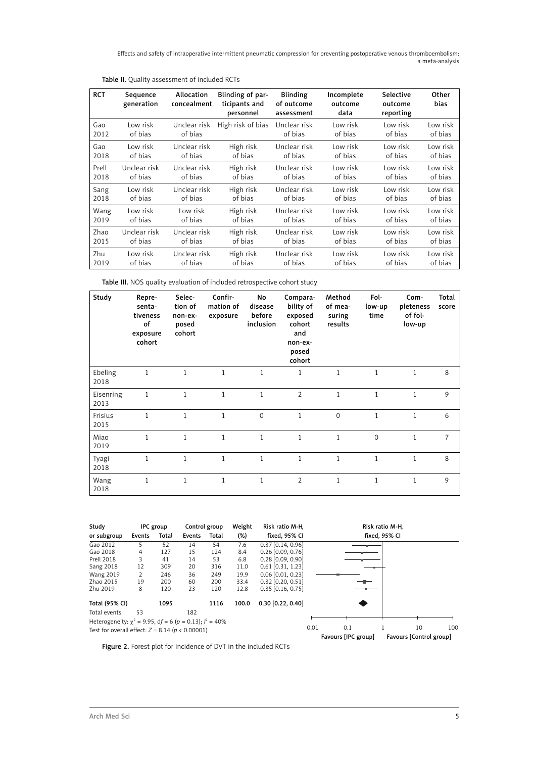Table II. Quality assessment of included RCTs

| RCT | Sequence generation | Allocation concealment | Blinding of participants and personnel | Blinding of outcome assessment | Incomplete outcome data | Selective outcome reporting | Other bias |
|---|---|---|---|---|---|---|---|
| Gao 2012 | Low risk of bias | Unclear risk of bias | High risk of bias | Unclear risk of bias | Low risk of bias | Low risk of bias | Low risk of bias |
| Gao 2018 | Low risk of bias | Unclear risk of bias | High risk of bias | Unclear risk of bias | Low risk of bias | Low risk of bias | Low risk of bias |
| Prell 2018 | Unclear risk of bias | Unclear risk of bias | High risk of bias | Unclear risk of bias | Low risk of bias | Low risk of bias | Low risk of bias |
| Sang 2018 | Low risk of bias | Unclear risk of bias | High risk of bias | Unclear risk of bias | Low risk of bias | Low risk of bias | Low risk of bias |
| Wang 2019 | Low risk of bias | Low risk of bias | High risk of bias | Unclear risk of bias | Low risk of bias | Low risk of bias | Low risk of bias |
| Zhao 2015 | Unclear risk of bias | Unclear risk of bias | High risk of bias | Unclear risk of bias | Low risk of bias | Low risk of bias | Low risk of bias |
| Zhu 2019 | Low risk of bias | Unclear risk of bias | High risk of bias | Unclear risk of bias | Low risk of bias | Low risk of bias | Low risk of bias |

Table III. NOS quality evaluation of included retrospective cohort study

| Study | Representativeness of exposure cohort | Selection of non-exposed cohort | Confirmation of exposure | No disease before inclusion | Comparability of exposed cohort and non-exposed cohort | Method of measuring results | Follow-up time | Completeness of follow-up | Total score |
|---|---|---|---|---|---|---|---|---|---|
| Ebeling 2018 | 1 | 1 | 1 | 1 | 1 | 1 | 1 | 1 | 8 |
| Eisenring 2013 | 1 | 1 | 1 | 1 | 2 | 1 | 1 | 1 | 9 |
| Frisius 2015 | 1 | 1 | 1 | 0 | 1 | 0 | 1 | 1 | 6 |
| Miao 2019 | 1 | 1 | 1 | 1 | 1 | 1 | 0 | 1 | 7 |
| Tyagi 2018 | 1 | 1 | 1 | 1 | 1 | 1 | 1 | 1 | 8 |
| Wang 2018 | 1 | 1 | 1 | 1 | 2 | 1 | 1 | 1 | 9 |

| Study or subgroup | IPC group Events | IPC group Total | Control group Events | Control group Total | Weight (%) | Risk ratio M-H, fixed, 95% CI |
|---|---|---|---|---|---|---|
| Gao 2012 | 5 | 52 | 14 | 54 | 7.6 | 0.37 [0.14, 0.96] |
| Gao 2018 | 4 | 127 | 15 | 124 | 8.4 | 0.26 [0.09, 0.76] |
| Prell 2018 | 3 | 41 | 14 | 53 | 6.8 | 0.28 [0.09, 0.90] |
| Sang 2018 | 12 | 309 | 20 | 316 | 11.0 | 0.61 [0.31, 1.23] |
| Wang 2019 | 2 | 246 | 36 | 249 | 19.9 | 0.06 [0.01, 0.23] |
| Zhao 2015 | 19 | 200 | 60 | 200 | 33.4 | 0.32 [0.20, 0.51] |
| Zhu 2019 | 8 | 120 | 23 | 120 | 12.8 | 0.35 [0.16, 0.75] |
| **Total (95% CI)** | | **1095** | | **1116** | **100.0** | **0.30 [0.22, 0.40]** |
| Total events | 53 | | 182 | | | |

Heterogeneity: $\chi^2 = 9.95$, $df = 6$ ($p = 0.13$); $I^2 = 40\%$

Test for overall effect: $Z = 8.14$ ($p < 0.00001$)

Risk ratio M-H, fixed, 95% CI: 0.01, 0.1, 1, 10, 100 — Favours [IPC group] / Favours [Control group]

Figure 2. Forest plot for incidence of DVT in the included RCTs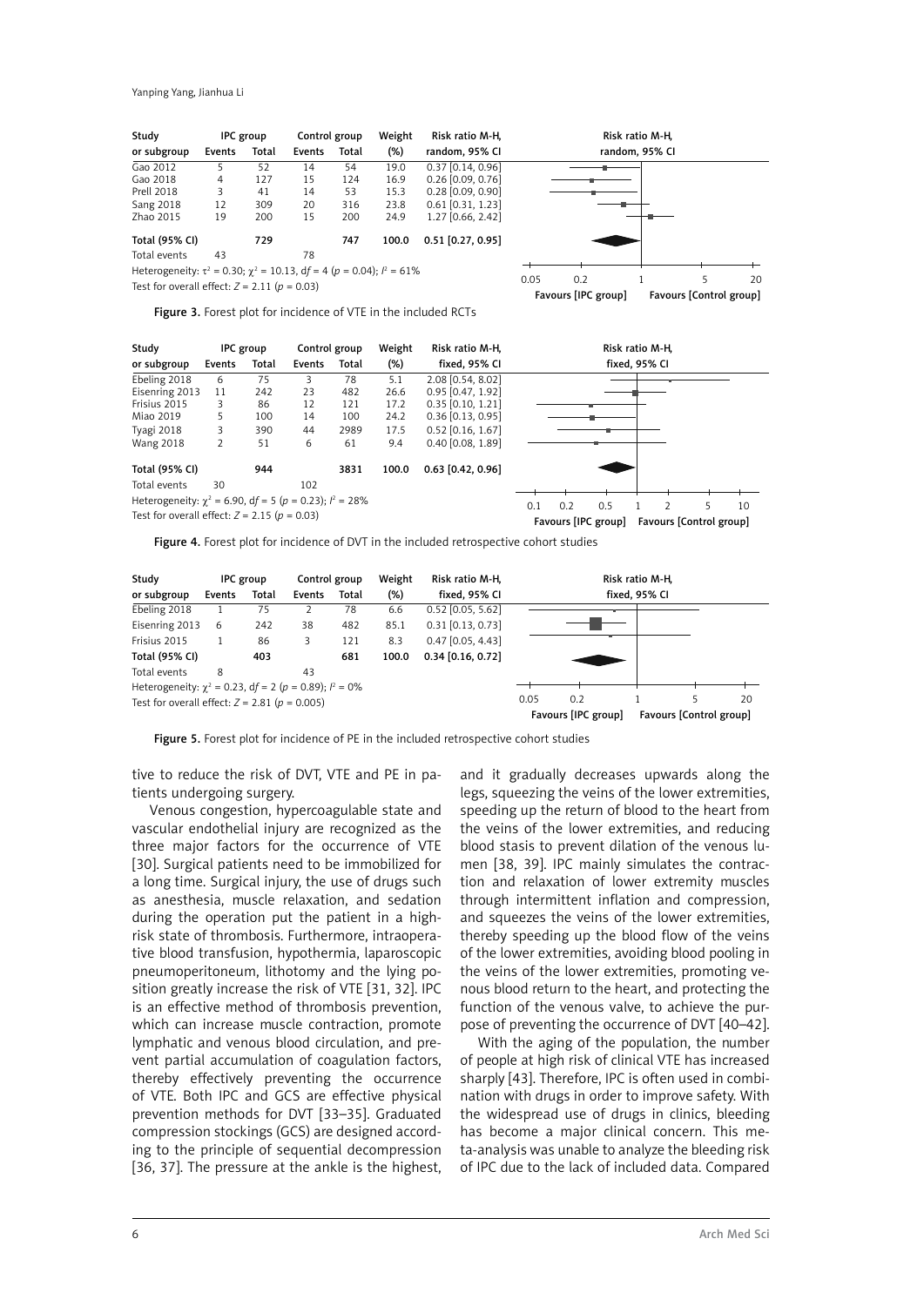| Study or subgroup | IPC group Events | IPC group Total | Control group Events | Control group Total | Weight (%) | Risk ratio M-H, random, 95% CI |
|---|---|---|---|---|---|---|
| Gao 2012 | 5 | 52 | 14 | 54 | 19.0 | 0.37 [0.14, 0.96] |
| Gao 2018 | 4 | 127 | 15 | 124 | 16.9 | 0.26 [0.09, 0.76] |
| Prell 2018 | 3 | 41 | 14 | 53 | 15.3 | 0.28 [0.09, 0.90] |
| Sang 2018 | 12 | 309 | 20 | 316 | 23.8 | 0.61 [0.31, 1.23] |
| Zhao 2015 | 19 | 200 | 15 | 200 | 24.9 | 1.27 [0.66, 2.42] |
| **Total (95% CI)** | | **729** | | **747** | **100.0** | **0.51 [0.27, 0.95]** |
| Total events | 43 | | 78 | | | |

Heterogeneity: $\tau^2 = 0.30$; $\chi^2 = 10.13$, $df = 4$ ($p = 0.04$); $I^2 = 61\%$
Test for overall effect: $Z = 2.11$ ($p = 0.03$)

Favours [IPC group] / Favours [Control group]

Figure 3. Forest plot for incidence of VTE in the included RCTs

| Study or subgroup | IPC group Events | IPC group Total | Control group Events | Control group Total | Weight (%) | Risk ratio M-H, fixed, 95% CI |
|---|---|---|---|---|---|---|
| Ebeling 2018 | 6 | 75 | 3 | 78 | 5.1 | 2.08 [0.54, 8.02] |
| Eisenring 2013 | 11 | 242 | 23 | 482 | 26.6 | 0.95 [0.47, 1.92] |
| Frisius 2015 | 3 | 86 | 12 | 121 | 17.2 | 0.35 [0.10, 1.21] |
| Miao 2019 | 5 | 100 | 14 | 100 | 24.2 | 0.36 [0.13, 0.95] |
| Tyagi 2018 | 3 | 390 | 44 | 2989 | 17.5 | 0.52 [0.16, 1.67] |
| Wang 2018 | 2 | 51 | 6 | 61 | 9.4 | 0.40 [0.08, 1.89] |
| **Total (95% CI)** | | **944** | | **3831** | **100.0** | **0.63 [0.42, 0.96]** |
| Total events | 30 | | 102 | | | |

Heterogeneity: $\chi^2 = 6.90$, $df = 5$ ($p = 0.23$); $I^2 = 28\%$
Test for overall effect: $Z = 2.15$ ($p = 0.03$)

Favours [IPC group] / Favours [Control group]

Figure 4. Forest plot for incidence of DVT in the included retrospective cohort studies

| Study or subgroup | IPC group Events | IPC group Total | Control group Events | Control group Total | Weight (%) | Risk ratio M-H, fixed, 95% CI |
|---|---|---|---|---|---|---|
| Ebeling 2018 | 1 | 75 | 2 | 78 | 6.6 | 0.52 [0.05, 5.62] |
| Eisenring 2013 | 6 | 242 | 38 | 482 | 85.1 | 0.31 [0.13, 0.73] |
| Frisius 2015 | 1 | 86 | 3 | 121 | 8.3 | 0.47 [0.05, 4.43] |
| **Total (95% CI)** | | **403** | | **681** | **100.0** | **0.34 [0.16, 0.72]** |
| Total events | 8 | | 43 | | | |

Heterogeneity: $\chi^2 = 0.23$, $df = 2$ ($p = 0.89$); $I^2 = 0\%$
Test for overall effect: $Z = 2.81$ ($p = 0.005$)

Favours [IPC group] / Favours [Control group]

Figure 5. Forest plot for incidence of PE in the included retrospective cohort studies

tive to reduce the risk of DVT, VTE and PE in patients undergoing surgery.

Venous congestion, hypercoagulable state and vascular endothelial injury are recognized as the three major factors for the occurrence of VTE [30]. Surgical patients need to be immobilized for a long time. Surgical injury, the use of drugs such as anesthesia, muscle relaxation, and sedation during the operation put the patient in a high-risk state of thrombosis. Furthermore, intraoperative blood transfusion, hypothermia, laparoscopic pneumoperitoneum, lithotomy and the lying position greatly increase the risk of VTE [31, 32]. IPC is an effective method of thrombosis prevention, which can increase muscle contraction, promote lymphatic and venous blood circulation, and prevent partial accumulation of coagulation factors, thereby effectively preventing the occurrence of VTE. Both IPC and GCS are effective physical prevention methods for DVT [33–35]. Graduated compression stockings (GCS) are designed according to the principle of sequential decompression [36, 37]. The pressure at the ankle is the highest, and it gradually decreases upwards along the legs, squeezing the veins of the lower extremities, speeding up the return of blood to the heart from the veins of the lower extremities, and reducing blood stasis to prevent dilation of the venous lumen [38, 39]. IPC mainly simulates the contraction and relaxation of lower extremity muscles through intermittent inflation and compression, and squeezes the veins of the lower extremities, thereby speeding up the blood flow of the veins of the lower extremities, avoiding blood pooling in the veins of the lower extremities, promoting venous blood return to the heart, and protecting the function of the venous valve, to achieve the purpose of preventing the occurrence of DVT [40–42].

With the aging of the population, the number of people at high risk of clinical VTE has increased sharply [43]. Therefore, IPC is often used in combination with drugs in order to improve safety. With the widespread use of drugs in clinics, bleeding has become a major clinical concern. This meta-analysis was unable to analyze the bleeding risk of IPC due to the lack of included data. Compared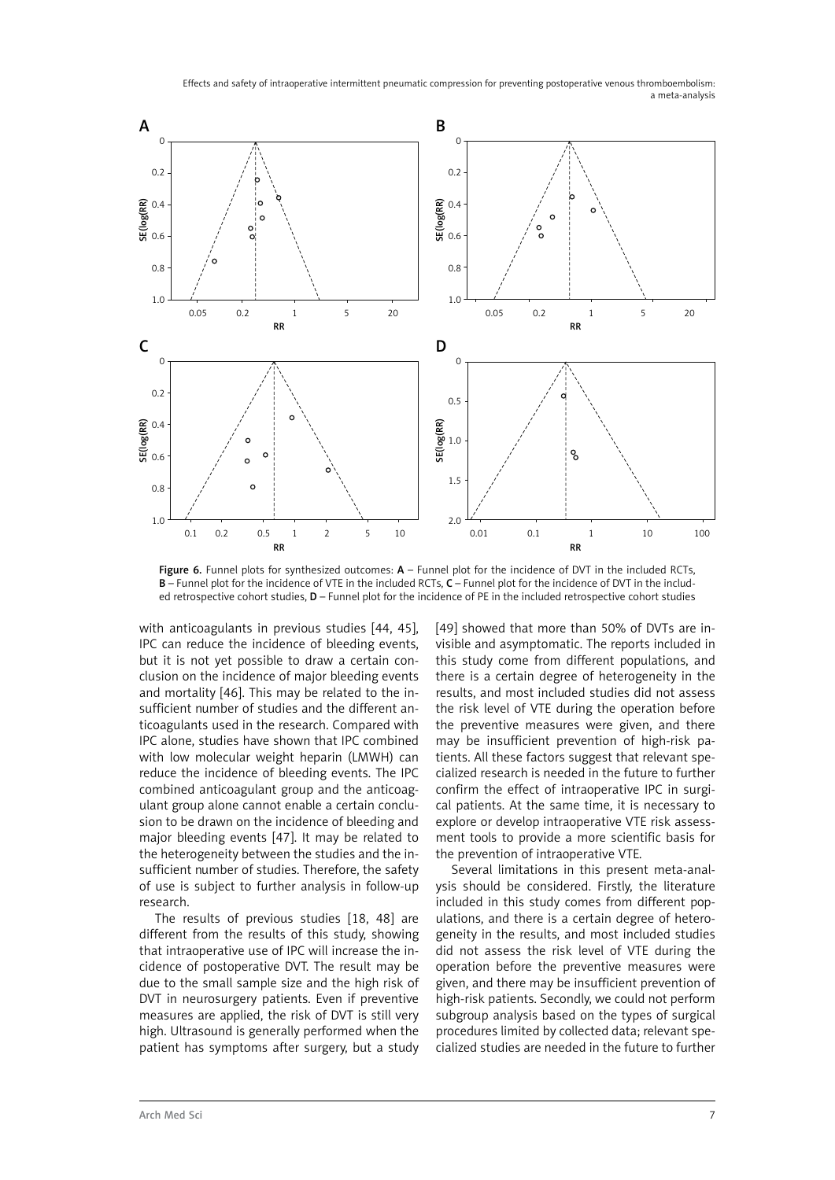Figure 6. Funnel plots for synthesized outcomes: **A** – Funnel plot for the incidence of DVT in the included RCTs, **B** – Funnel plot for the incidence of VTE in the included RCTs, **C** – Funnel plot for the incidence of DVT in the included retrospective cohort studies, **D** – Funnel plot for the incidence of PE in the included retrospective cohort studies

with anticoagulants in previous studies [44, 45], IPC can reduce the incidence of bleeding events, but it is not yet possible to draw a certain conclusion on the incidence of major bleeding events and mortality [46]. This may be related to the insufficient number of studies and the different anticoagulants used in the research. Compared with IPC alone, studies have shown that IPC combined with low molecular weight heparin (LMWH) can reduce the incidence of bleeding events. The IPC combined anticoagulant group and the anticoagulant group alone cannot enable a certain conclusion to be drawn on the incidence of bleeding and major bleeding events [47]. It may be related to the heterogeneity between the studies and the insufficient number of studies. Therefore, the safety of use is subject to further analysis in follow-up research.

The results of previous studies [18, 48] are different from the results of this study, showing that intraoperative use of IPC will increase the incidence of postoperative DVT. The result may be due to the small sample size and the high risk of DVT in neurosurgery patients. Even if preventive measures are applied, the risk of DVT is still very high. Ultrasound is generally performed when the patient has symptoms after surgery, but a study [49] showed that more than 50% of DVTs are invisible and asymptomatic. The reports included in this study come from different populations, and there is a certain degree of heterogeneity in the results, and most included studies did not assess the risk level of VTE during the operation before the preventive measures were given, and there may be insufficient prevention of high-risk patients. All these factors suggest that relevant specialized research is needed in the future to further confirm the effect of intraoperative IPC in surgical patients. At the same time, it is necessary to explore or develop intraoperative VTE risk assessment tools to provide a more scientific basis for the prevention of intraoperative VTE.

Several limitations in this present meta-analysis should be considered. Firstly, the literature included in this study comes from different populations, and there is a certain degree of heterogeneity in the results, and most included studies did not assess the risk level of VTE during the operation before the preventive measures were given, and there may be insufficient prevention of high-risk patients. Secondly, we could not perform subgroup analysis based on the types of surgical procedures limited by collected data; relevant specialized studies are needed in the future to further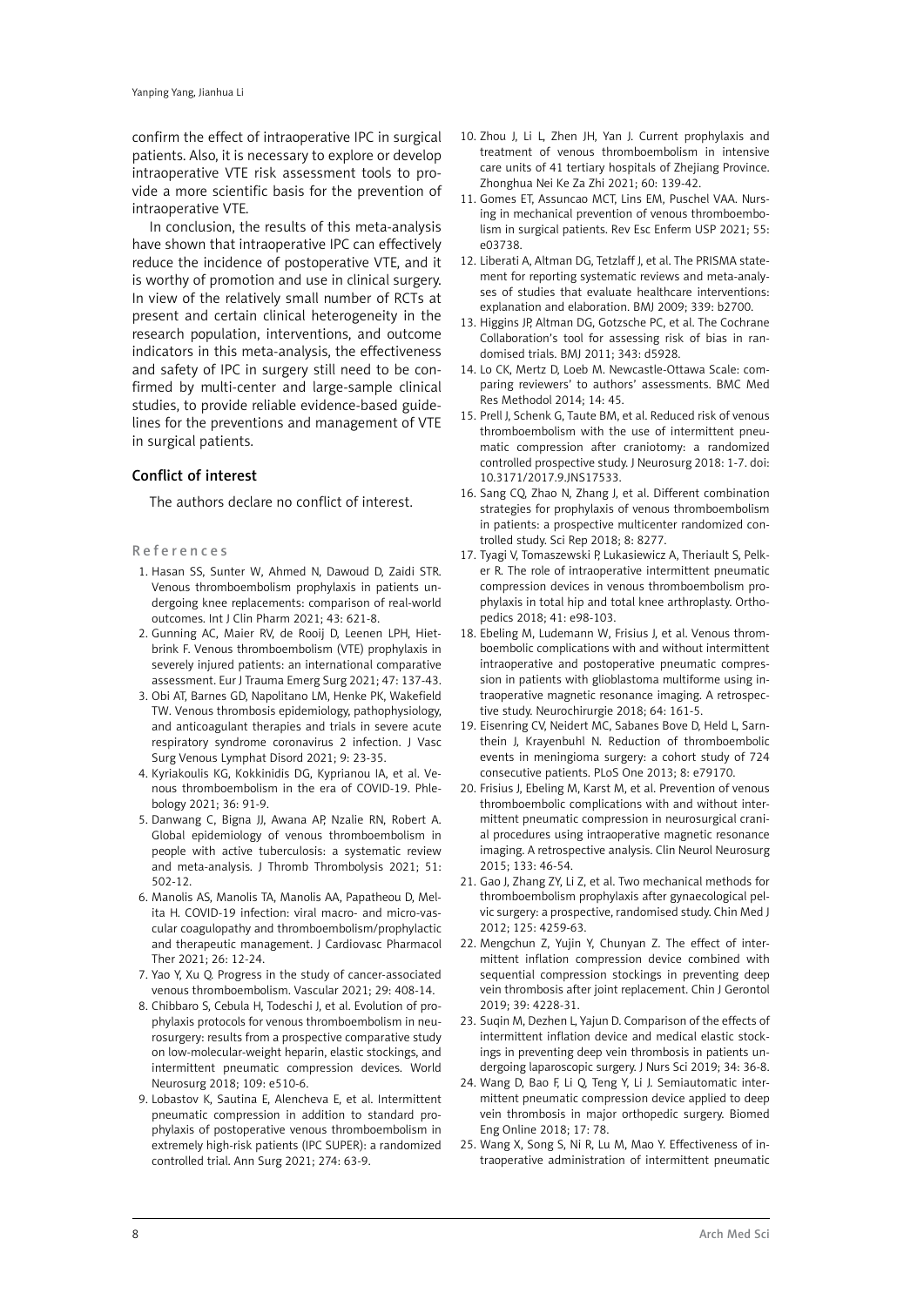confirm the effect of intraoperative IPC in surgical patients. Also, it is necessary to explore or develop intraoperative VTE risk assessment tools to provide a more scientific basis for the prevention of intraoperative VTE.

In conclusion, the results of this meta-analysis have shown that intraoperative IPC can effectively reduce the incidence of postoperative VTE, and it is worthy of promotion and use in clinical surgery. In view of the relatively small number of RCTs at present and certain clinical heterogeneity in the research population, interventions, and outcome indicators in this meta-analysis, the effectiveness and safety of IPC in surgery still need to be confirmed by multi-center and large-sample clinical studies, to provide reliable evidence-based guidelines for the preventions and management of VTE in surgical patients.

## Conflict of interest

The authors declare no conflict of interest.

## References

1. Hasan SS, Sunter W, Ahmed N, Dawoud D, Zaidi STR. Venous thromboembolism prophylaxis in patients undergoing knee replacements: comparison of real-world outcomes. Int J Clin Pharm 2021; 43: 621-8.
2. Gunning AC, Maier RV, de Rooij D, Leenen LPH, Hietbrink F. Venous thromboembolism (VTE) prophylaxis in severely injured patients: an international comparative assessment. Eur J Trauma Emerg Surg 2021; 47: 137-43.
3. Obi AT, Barnes GD, Napolitano LM, Henke PK, Wakefield TW. Venous thrombosis epidemiology, pathophysiology, and anticoagulant therapies and trials in severe acute respiratory syndrome coronavirus 2 infection. J Vasc Surg Venous Lymphat Disord 2021; 9: 23-35.
4. Kyriakoulis KG, Kokkinidis DG, Kyprianou IA, et al. Venous thromboembolism in the era of COVID-19. Phlebology 2021; 36: 91-9.
5. Danwang C, Bigna JJ, Awana AP, Nzalie RN, Robert A. Global epidemiology of venous thromboembolism in people with active tuberculosis: a systematic review and meta-analysis. J Thromb Thrombolysis 2021; 51: 502-12.
6. Manolis AS, Manolis TA, Manolis AA, Papatheou D, Melita H. COVID-19 infection: viral macro- and micro-vascular coagulopathy and thromboembolism/prophylactic and therapeutic management. J Cardiovasc Pharmacol Ther 2021; 26: 12-24.
7. Yao Y, Xu Q. Progress in the study of cancer-associated venous thromboembolism. Vascular 2021; 29: 408-14.
8. Chibbaro S, Cebula H, Todeschi J, et al. Evolution of prophylaxis protocols for venous thromboembolism in neurosurgery: results from a prospective comparative study on low-molecular-weight heparin, elastic stockings, and intermittent pneumatic compression devices. World Neurosurg 2018; 109: e510-6.
9. Lobastov K, Sautina E, Alencheva E, et al. Intermittent pneumatic compression in addition to standard prophylaxis of postoperative venous thromboembolism in extremely high-risk patients (IPC SUPER): a randomized controlled trial. Ann Surg 2021; 274: 63-9.
10. Zhou J, Li L, Zhen JH, Yan J. Current prophylaxis and treatment of venous thromboembolism in intensive care units of 41 tertiary hospitals of Zhejiang Province. Zhonghua Nei Ke Za Zhi 2021; 60: 139-42.
11. Gomes ET, Assuncao MCT, Lins EM, Puschel VAA. Nursing in mechanical prevention of venous thromboembolism in surgical patients. Rev Esc Enferm USP 2021; 55: e03738.
12. Liberati A, Altman DG, Tetzlaff J, et al. The PRISMA statement for reporting systematic reviews and meta-analyses of studies that evaluate healthcare interventions: explanation and elaboration. BMJ 2009; 339: b2700.
13. Higgins JP, Altman DG, Gotzsche PC, et al. The Cochrane Collaboration's tool for assessing risk of bias in randomised trials. BMJ 2011; 343: d5928.
14. Lo CK, Mertz D, Loeb M. Newcastle-Ottawa Scale: comparing reviewers' to authors' assessments. BMC Med Res Methodol 2014; 14: 45.
15. Prell J, Schenk G, Taute BM, et al. Reduced risk of venous thromboembolism with the use of intermittent pneumatic compression after craniotomy: a randomized controlled prospective study. J Neurosurg 2018: 1-7. doi: 10.3171/2017.9.JNS17533.
16. Sang CQ, Zhao N, Zhang J, et al. Different combination strategies for prophylaxis of venous thromboembolism in patients: a prospective multicenter randomized controlled study. Sci Rep 2018; 8: 8277.
17. Tyagi V, Tomaszewski P, Lukasiewicz A, Theriault S, Pelker R. The role of intraoperative intermittent pneumatic compression devices in venous thromboembolism prophylaxis in total hip and total knee arthroplasty. Orthopedics 2018; 41: e98-103.
18. Ebeling M, Ludemann W, Frisius J, et al. Venous thromboembolic complications with and without intermittent intraoperative and postoperative pneumatic compression in patients with glioblastoma multiforme using intraoperative magnetic resonance imaging. A retrospective study. Neurochirurgie 2018; 64: 161-5.
19. Eisenring CV, Neidert MC, Sabanes Bove D, Held L, Sarnthein J, Krayenbuhl N. Reduction of thromboembolic events in meningioma surgery: a cohort study of 724 consecutive patients. PLoS One 2013; 8: e79170.
20. Frisius J, Ebeling M, Karst M, et al. Prevention of venous thromboembolic complications with and without intermittent pneumatic compression in neurosurgical cranial procedures using intraoperative magnetic resonance imaging. A retrospective analysis. Clin Neurol Neurosurg 2015; 133: 46-54.
21. Gao J, Zhang ZY, Li Z, et al. Two mechanical methods for thromboembolism prophylaxis after gynaecological pelvic surgery: a prospective, randomised study. Chin Med J 2012; 125: 4259-63.
22. Mengchun Z, Yujin Y, Chunyan Z. The effect of intermittent inflation compression device combined with sequential compression stockings in preventing deep vein thrombosis after joint replacement. Chin J Gerontol 2019; 39: 4228-31.
23. Suqin M, Dezhen L, Yajun D. Comparison of the effects of intermittent inflation device and medical elastic stockings in preventing deep vein thrombosis in patients undergoing laparoscopic surgery. J Nurs Sci 2019; 34: 36-8.
24. Wang D, Bao F, Li Q, Teng Y, Li J. Semiautomatic intermittent pneumatic compression device applied to deep vein thrombosis in major orthopedic surgery. Biomed Eng Online 2018; 17: 78.
25. Wang X, Song S, Ni R, Lu M, Mao Y. Effectiveness of intraoperative administration of intermittent pneumatic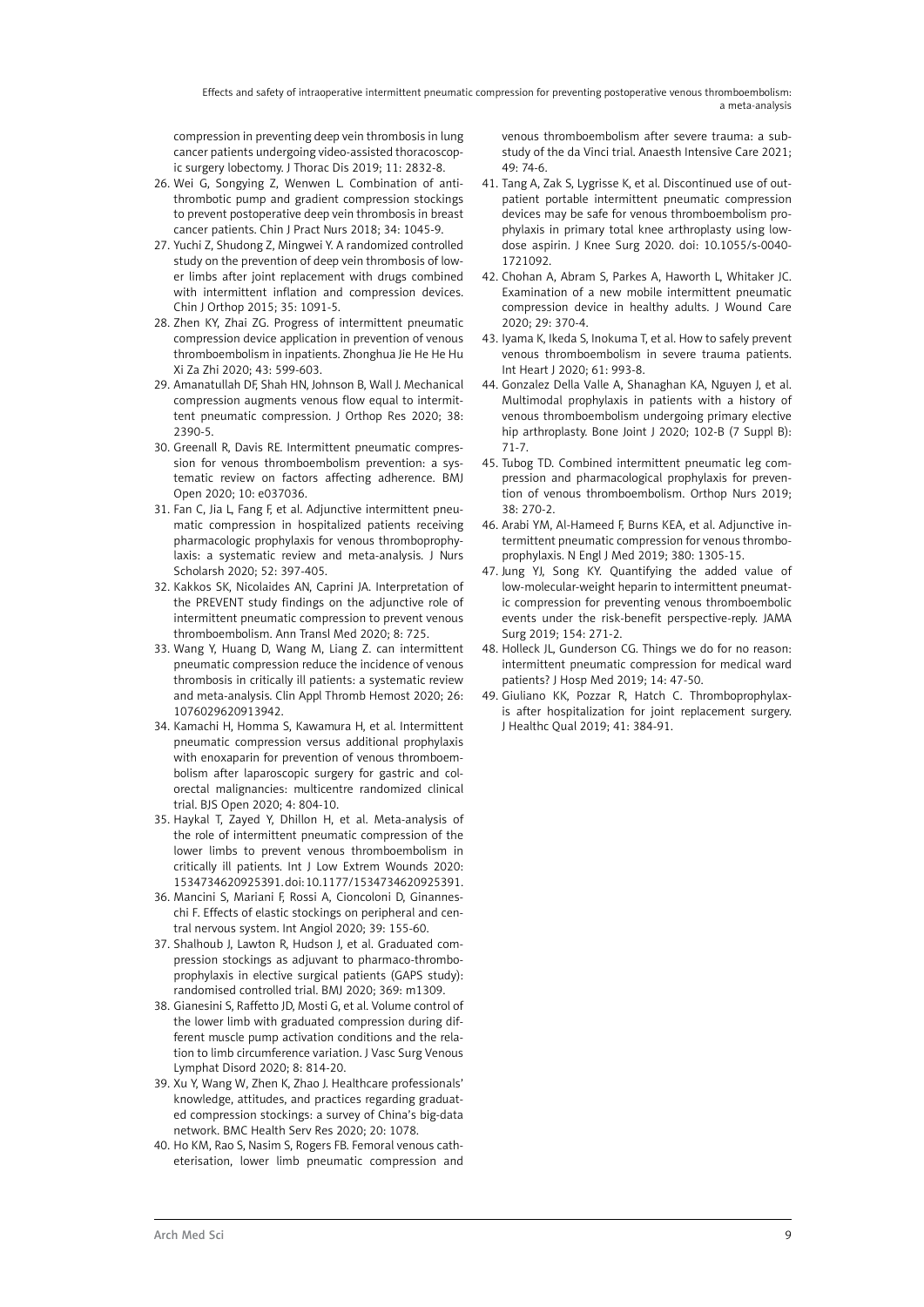compression in preventing deep vein thrombosis in lung cancer patients undergoing video-assisted thoracoscopic surgery lobectomy. J Thorac Dis 2019; 11: 2832-8.

26. Wei G, Songying Z, Wenwen L. Combination of antithrombotic pump and gradient compression stockings to prevent postoperative deep vein thrombosis in breast cancer patients. Chin J Pract Nurs 2018; 34: 1045-9.
27. Yuchi Z, Shudong Z, Mingwei Y. A randomized controlled study on the prevention of deep vein thrombosis of lower limbs after joint replacement with drugs combined with intermittent inflation and compression devices. Chin J Orthop 2015; 35: 1091-5.
28. Zhen KY, Zhai ZG. Progress of intermittent pneumatic compression device application in prevention of venous thromboembolism in inpatients. Zhonghua Jie He He Hu Xi Za Zhi 2020; 43: 599-603.
29. Amanatullah DF, Shah HN, Johnson B, Wall J. Mechanical compression augments venous flow equal to intermittent pneumatic compression. J Orthop Res 2020; 38: 2390-5.
30. Greenall R, Davis RE. Intermittent pneumatic compression for venous thromboembolism prevention: a systematic review on factors affecting adherence. BMJ Open 2020; 10: e037036.
31. Fan C, Jia L, Fang F, et al. Adjunctive intermittent pneumatic compression in hospitalized patients receiving pharmacologic prophylaxis for venous thromboprophylaxis: a systematic review and meta-analysis. J Nurs Scholarsh 2020; 52: 397-405.
32. Kakkos SK, Nicolaides AN, Caprini JA. Interpretation of the PREVENT study findings on the adjunctive role of intermittent pneumatic compression to prevent venous thromboembolism. Ann Transl Med 2020; 8: 725.
33. Wang Y, Huang D, Wang M, Liang Z. can intermittent pneumatic compression reduce the incidence of venous thrombosis in critically ill patients: a systematic review and meta-analysis. Clin Appl Thromb Hemost 2020; 26: 1076029620913942.
34. Kamachi H, Homma S, Kawamura H, et al. Intermittent pneumatic compression versus additional prophylaxis with enoxaparin for prevention of venous thromboembolism after laparoscopic surgery for gastric and colorectal malignancies: multicentre randomized clinical trial. BJS Open 2020; 4: 804-10.
35. Haykal T, Zayed Y, Dhillon H, et al. Meta-analysis of the role of intermittent pneumatic compression of the lower limbs to prevent venous thromboembolism in critically ill patients. Int J Low Extrem Wounds 2020: 1534734620925391.doi:10.1177/1534734620925391.
36. Mancini S, Mariani F, Rossi A, Cioncoloni D, Ginanneschi F. Effects of elastic stockings on peripheral and central nervous system. Int Angiol 2020; 39: 155-60.
37. Shalhoub J, Lawton R, Hudson J, et al. Graduated compression stockings as adjuvant to pharmaco-thromboprophylaxis in elective surgical patients (GAPS study): randomised controlled trial. BMJ 2020; 369: m1309.
38. Gianesini S, Raffetto JD, Mosti G, et al. Volume control of the lower limb with graduated compression during different muscle pump activation conditions and the relation to limb circumference variation. J Vasc Surg Venous Lymphat Disord 2020; 8: 814-20.
39. Xu Y, Wang W, Zhen K, Zhao J. Healthcare professionals' knowledge, attitudes, and practices regarding graduated compression stockings: a survey of China's big-data network. BMC Health Serv Res 2020; 20: 1078.
40. Ho KM, Rao S, Nasim S, Rogers FB. Femoral venous catheterisation, lower limb pneumatic compression and venous thromboembolism after severe trauma: a substudy of the da Vinci trial. Anaesth Intensive Care 2021; 49: 74-6.
41. Tang A, Zak S, Lygrisse K, et al. Discontinued use of outpatient portable intermittent pneumatic compression devices may be safe for venous thromboembolism prophylaxis in primary total knee arthroplasty using low-dose aspirin. J Knee Surg 2020. doi: 10.1055/s-0040-1721092.
42. Chohan A, Abram S, Parkes A, Haworth L, Whitaker JC. Examination of a new mobile intermittent pneumatic compression device in healthy adults. J Wound Care 2020; 29: 370-4.
43. Iyama K, Ikeda S, Inokuma T, et al. How to safely prevent venous thromboembolism in severe trauma patients. Int Heart J 2020; 61: 993-8.
44. Gonzalez Della Valle A, Shanaghan KA, Nguyen J, et al. Multimodal prophylaxis in patients with a history of venous thromboembolism undergoing primary elective hip arthroplasty. Bone Joint J 2020; 102-B (7 Suppl B): 71-7.
45. Tubog TD. Combined intermittent pneumatic leg compression and pharmacological prophylaxis for prevention of venous thromboembolism. Orthop Nurs 2019; 38: 270-2.
46. Arabi YM, Al-Hameed F, Burns KEA, et al. Adjunctive intermittent pneumatic compression for venous thromboprophylaxis. N Engl J Med 2019; 380: 1305-15.
47. Jung YJ, Song KY. Quantifying the added value of low-molecular-weight heparin to intermittent pneumatic compression for preventing venous thromboembolic events under the risk-benefit perspective-reply. JAMA Surg 2019; 154: 271-2.
48. Holleck JL, Gunderson CG. Things we do for no reason: intermittent pneumatic compression for medical ward patients? J Hosp Med 2019; 14: 47-50.
49. Giuliano KK, Pozzar R, Hatch C. Thromboprophylaxis after hospitalization for joint replacement surgery. J Healthc Qual 2019; 41: 384-91.